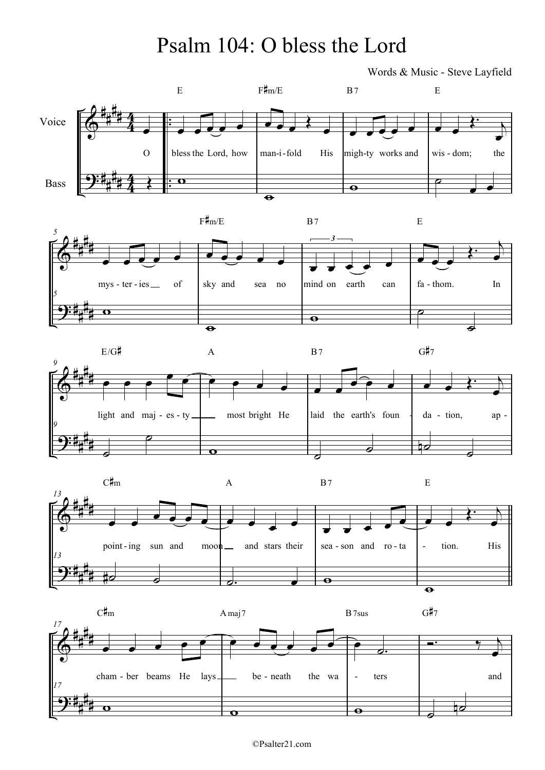# Psalm 104: O bless the Lord

Words & Music - Steve Layfield

Voice

Bass

O bless the Lord, how man-i-fold His migh-ty works and wis-dom; the mys-ter-ies of sky and sea no mind on earth can fa-thom. In light and maj-es-ty most bright He laid the earth's foun-da-tion, ap-point-ing sun and moon and stars their sea-son and ro-ta-tion. His cham-ber beams He lays be-neath the wa-ters and

©Psalter21.com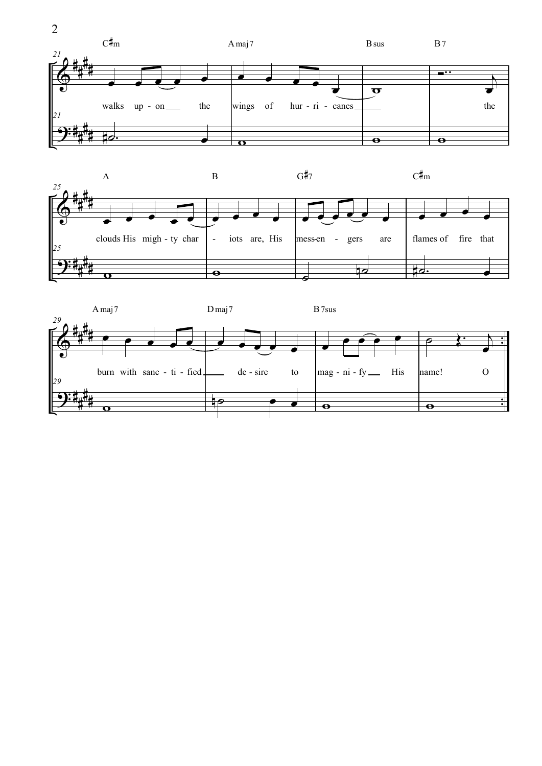C♯m Amaj7 Bsus B7

walks up - on the wings of hur - ri - canes the

A B G♯7 C♯m

clouds His migh - ty char - iots are, His mess-en - gers are flames of fire that

Amaj7 Dmaj7 B7sus

burn with sanc - ti - fied de - sire to mag - ni - fy His name! O